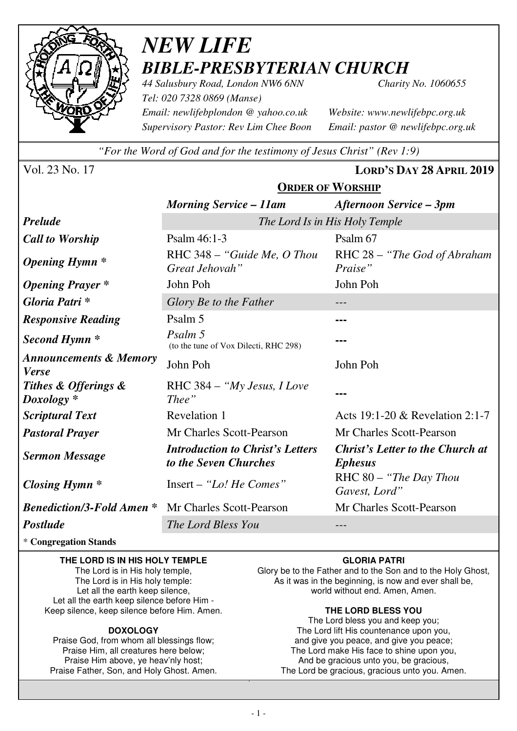# *NEW LIFE*
## *BIBLE-PRESBYTERIAN CHURCH*

*44 Salusbury Road, London NW6 6NN* *Charity No. 1060655*
*Tel: 020 7328 0869 (Manse)*
*Email: newlifebplondon @ yahoo.co.uk* *Website: www.newlifebpc.org.uk*
*Supervisory Pastor: Rev Lim Chee Boon* *Email: pastor @ newlifebpc.org.uk*

*"For the Word of God and for the testimony of Jesus Christ" (Rev 1:9)*

Vol. 23 No. 17 **LORD'S DAY 28 APRIL 2019**

## ORDER OF WORSHIP

| | *Morning Service – 11am* | *Afternoon Service – 3pm* |
|---|---|---|
| ***Prelude*** | *The Lord Is in His Holy Temple* | |
| ***Call to Worship*** | Psalm 46:1-3 | Psalm 67 |
| ***Opening Hymn **** | RHC 348 – *"Guide Me, O Thou Great Jehovah"* | RHC 28 – *"The God of Abraham Praise"* |
| ***Opening Prayer **** | John Poh | John Poh |
| ***Gloria Patri **** | *Glory Be to the Father* | --- |
| ***Responsive Reading*** | Psalm 5 | --- |
| ***Second Hymn **** | *Psalm 5* (to the tune of Vox Dilecti, RHC 298) | --- |
| ***Announcements & Memory Verse*** | John Poh | John Poh |
| ***Tithes & Offerings & Doxology **** | RHC 384 – *"My Jesus, I Love Thee"* | --- |
| ***Scriptural Text*** | Revelation 1 | Acts 19:1-20 & Revelation 2:1-7 |
| ***Pastoral Prayer*** | Mr Charles Scott-Pearson | Mr Charles Scott-Pearson |
| ***Sermon Message*** | ***Introduction to Christ's Letters to the Seven Churches*** | ***Christ's Letter to the Church at Ephesus*** |
| ***Closing Hymn **** | Insert – *"Lo! He Comes"* | RHC 80 – *"The Day Thou Gavest, Lord"* |
| ***Benediction/3-Fold Amen **** | Mr Charles Scott-Pearson | Mr Charles Scott-Pearson |
| ***Postlude*** | *The Lord Bless You* | --- |

\* **Congregation Stands**

**THE LORD IS IN HIS HOLY TEMPLE**

The Lord is in His holy temple,
The Lord is in His holy temple:
Let all the earth keep silence,
Let all the earth keep silence before Him -
Keep silence, keep silence before Him. Amen.

**DOXOLOGY**

Praise God, from whom all blessings flow;
Praise Him, all creatures here below;
Praise Him above, ye heav'nly host;
Praise Father, Son, and Holy Ghost. Amen.

**GLORIA PATRI**

Glory be to the Father and to the Son and to the Holy Ghost,
As it was in the beginning, is now and ever shall be,
world without end. Amen, Amen.

**THE LORD BLESS YOU**

The Lord bless you and keep you;
The Lord lift His countenance upon you,
and give you peace, and give you peace;
The Lord make His face to shine upon you,
And be gracious unto you, be gracious,
The Lord be gracious, gracious unto you. Amen.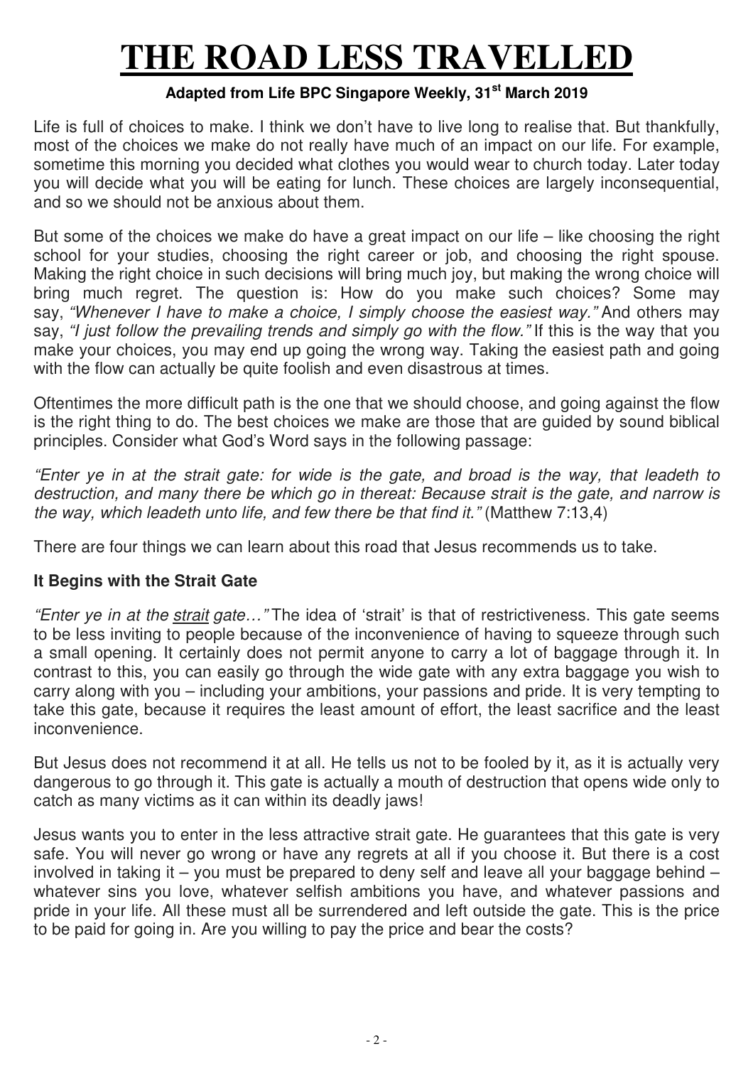# THE ROAD LESS TRAVELLED

**Adapted from Life BPC Singapore Weekly, 31st March 2019**

Life is full of choices to make. I think we don't have to live long to realise that. But thankfully, most of the choices we make do not really have much of an impact on our life. For example, sometime this morning you decided what clothes you would wear to church today. Later today you will decide what you will be eating for lunch. These choices are largely inconsequential, and so we should not be anxious about them.

But some of the choices we make do have a great impact on our life – like choosing the right school for your studies, choosing the right career or job, and choosing the right spouse. Making the right choice in such decisions will bring much joy, but making the wrong choice will bring much regret. The question is: How do you make such choices? Some may say, *"Whenever I have to make a choice, I simply choose the easiest way."* And others may say, *"I just follow the prevailing trends and simply go with the flow."* If this is the way that you make your choices, you may end up going the wrong way. Taking the easiest path and going with the flow can actually be quite foolish and even disastrous at times.

Oftentimes the more difficult path is the one that we should choose, and going against the flow is the right thing to do. The best choices we make are those that are guided by sound biblical principles. Consider what God's Word says in the following passage:

*"Enter ye in at the strait gate: for wide is the gate, and broad is the way, that leadeth to destruction, and many there be which go in thereat: Because strait is the gate, and narrow is the way, which leadeth unto life, and few there be that find it."* (Matthew 7:13,4)

There are four things we can learn about this road that Jesus recommends us to take.

### It Begins with the Strait Gate

*"Enter ye in at the <u>strait</u> gate…"* The idea of 'strait' is that of restrictiveness. This gate seems to be less inviting to people because of the inconvenience of having to squeeze through such a small opening. It certainly does not permit anyone to carry a lot of baggage through it. In contrast to this, you can easily go through the wide gate with any extra baggage you wish to carry along with you – including your ambitions, your passions and pride. It is very tempting to take this gate, because it requires the least amount of effort, the least sacrifice and the least inconvenience.

But Jesus does not recommend it at all. He tells us not to be fooled by it, as it is actually very dangerous to go through it. This gate is actually a mouth of destruction that opens wide only to catch as many victims as it can within its deadly jaws!

Jesus wants you to enter in the less attractive strait gate. He guarantees that this gate is very safe. You will never go wrong or have any regrets at all if you choose it. But there is a cost involved in taking it – you must be prepared to deny self and leave all your baggage behind – whatever sins you love, whatever selfish ambitions you have, and whatever passions and pride in your life. All these must all be surrendered and left outside the gate. This is the price to be paid for going in. Are you willing to pay the price and bear the costs?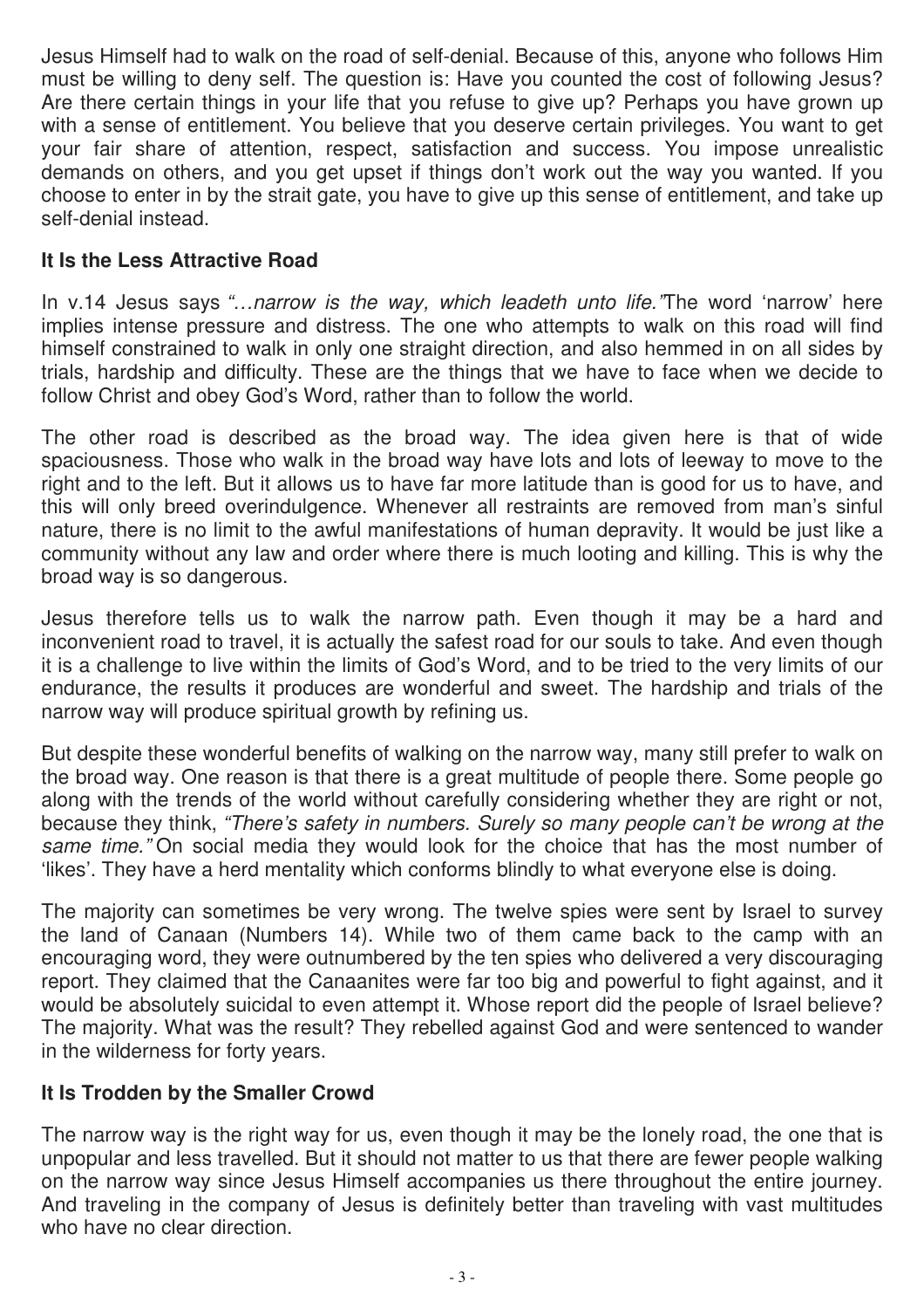Jesus Himself had to walk on the road of self-denial. Because of this, anyone who follows Him must be willing to deny self. The question is: Have you counted the cost of following Jesus? Are there certain things in your life that you refuse to give up? Perhaps you have grown up with a sense of entitlement. You believe that you deserve certain privileges. You want to get your fair share of attention, respect, satisfaction and success. You impose unrealistic demands on others, and you get upset if things don't work out the way you wanted. If you choose to enter in by the strait gate, you have to give up this sense of entitlement, and take up self-denial instead.

**It Is the Less Attractive Road**

In v.14 Jesus says *"…narrow is the way, which leadeth unto life."* The word 'narrow' here implies intense pressure and distress. The one who attempts to walk on this road will find himself constrained to walk in only one straight direction, and also hemmed in on all sides by trials, hardship and difficulty. These are the things that we have to face when we decide to follow Christ and obey God's Word, rather than to follow the world.

The other road is described as the broad way. The idea given here is that of wide spaciousness. Those who walk in the broad way have lots and lots of leeway to move to the right and to the left. But it allows us to have far more latitude than is good for us to have, and this will only breed overindulgence. Whenever all restraints are removed from man's sinful nature, there is no limit to the awful manifestations of human depravity. It would be just like a community without any law and order where there is much looting and killing. This is why the broad way is so dangerous.

Jesus therefore tells us to walk the narrow path. Even though it may be a hard and inconvenient road to travel, it is actually the safest road for our souls to take. And even though it is a challenge to live within the limits of God's Word, and to be tried to the very limits of our endurance, the results it produces are wonderful and sweet. The hardship and trials of the narrow way will produce spiritual growth by refining us.

But despite these wonderful benefits of walking on the narrow way, many still prefer to walk on the broad way. One reason is that there is a great multitude of people there. Some people go along with the trends of the world without carefully considering whether they are right or not, because they think, *"There's safety in numbers. Surely so many people can't be wrong at the same time."* On social media they would look for the choice that has the most number of 'likes'. They have a herd mentality which conforms blindly to what everyone else is doing.

The majority can sometimes be very wrong. The twelve spies were sent by Israel to survey the land of Canaan (Numbers 14). While two of them came back to the camp with an encouraging word, they were outnumbered by the ten spies who delivered a very discouraging report. They claimed that the Canaanites were far too big and powerful to fight against, and it would be absolutely suicidal to even attempt it. Whose report did the people of Israel believe? The majority. What was the result? They rebelled against God and were sentenced to wander in the wilderness for forty years.

**It Is Trodden by the Smaller Crowd**

The narrow way is the right way for us, even though it may be the lonely road, the one that is unpopular and less travelled. But it should not matter to us that there are fewer people walking on the narrow way since Jesus Himself accompanies us there throughout the entire journey. And traveling in the company of Jesus is definitely better than traveling with vast multitudes who have no clear direction.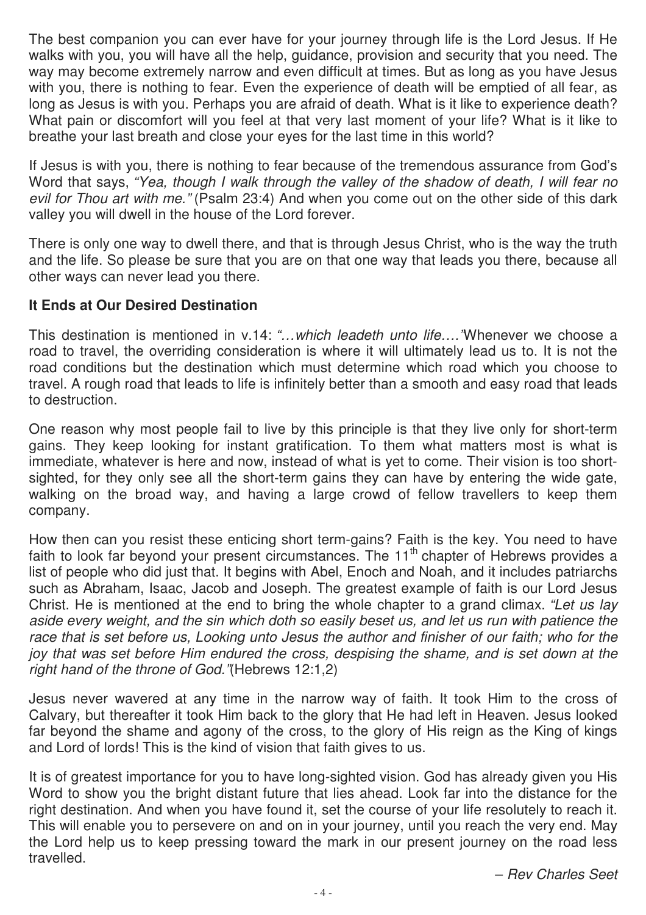The best companion you can ever have for your journey through life is the Lord Jesus. If He walks with you, you will have all the help, guidance, provision and security that you need. The way may become extremely narrow and even difficult at times. But as long as you have Jesus with you, there is nothing to fear. Even the experience of death will be emptied of all fear, as long as Jesus is with you. Perhaps you are afraid of death. What is it like to experience death? What pain or discomfort will you feel at that very last moment of your life? What is it like to breathe your last breath and close your eyes for the last time in this world?

If Jesus is with you, there is nothing to fear because of the tremendous assurance from God's Word that says, *"Yea, though I walk through the valley of the shadow of death, I will fear no evil for Thou art with me."* (Psalm 23:4) And when you come out on the other side of this dark valley you will dwell in the house of the Lord forever.

There is only one way to dwell there, and that is through Jesus Christ, who is the way the truth and the life. So please be sure that you are on that one way that leads you there, because all other ways can never lead you there.

**It Ends at Our Desired Destination**

This destination is mentioned in v.14: *"…which leadeth unto life.…"* Whenever we choose a road to travel, the overriding consideration is where it will ultimately lead us to. It is not the road conditions but the destination which must determine which road which you choose to travel. A rough road that leads to life is infinitely better than a smooth and easy road that leads to destruction.

One reason why most people fail to live by this principle is that they live only for short-term gains. They keep looking for instant gratification. To them what matters most is what is immediate, whatever is here and now, instead of what is yet to come. Their vision is too short-sighted, for they only see all the short-term gains they can have by entering the wide gate, walking on the broad way, and having a large crowd of fellow travellers to keep them company.

How then can you resist these enticing short term-gains? Faith is the key. You need to have faith to look far beyond your present circumstances. The 11th chapter of Hebrews provides a list of people who did just that. It begins with Abel, Enoch and Noah, and it includes patriarchs such as Abraham, Isaac, Jacob and Joseph. The greatest example of faith is our Lord Jesus Christ. He is mentioned at the end to bring the whole chapter to a grand climax. *"Let us lay aside every weight, and the sin which doth so easily beset us, and let us run with patience the race that is set before us, Looking unto Jesus the author and finisher of our faith; who for the joy that was set before Him endured the cross, despising the shame, and is set down at the right hand of the throne of God."* (Hebrews 12:1,2)

Jesus never wavered at any time in the narrow way of faith. It took Him to the cross of Calvary, but thereafter it took Him back to the glory that He had left in Heaven. Jesus looked far beyond the shame and agony of the cross, to the glory of His reign as the King of kings and Lord of lords! This is the kind of vision that faith gives to us.

It is of greatest importance for you to have long-sighted vision. God has already given you His Word to show you the bright distant future that lies ahead. Look far into the distance for the right destination. And when you have found it, set the course of your life resolutely to reach it. This will enable you to persevere on and on in your journey, until you reach the very end. May the Lord help us to keep pressing toward the mark in our present journey on the road less travelled.

*– Rev Charles Seet*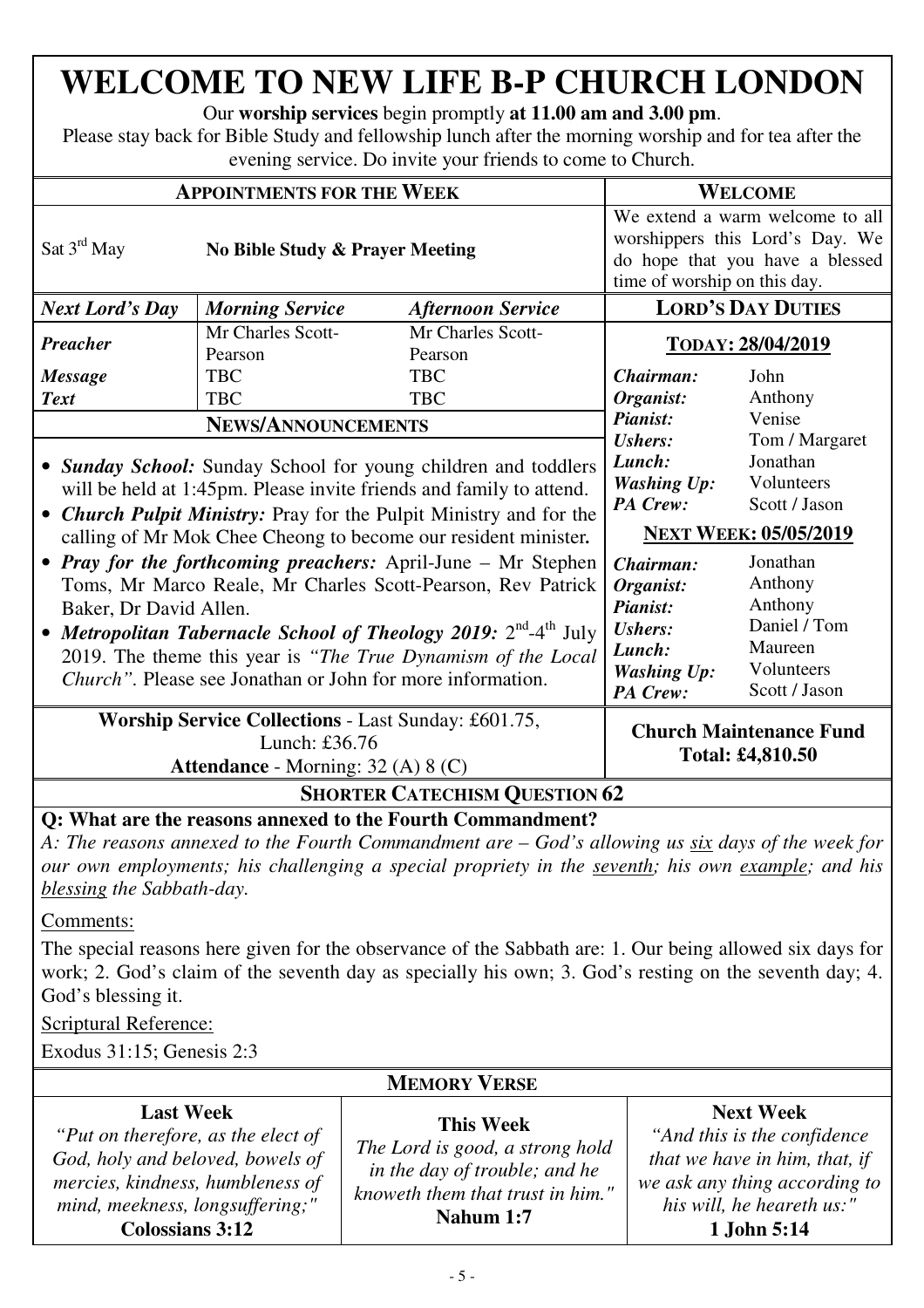# WELCOME TO NEW LIFE B-P CHURCH LONDON

Our **worship services** begin promptly **at 11.00 am and 3.00 pm**.
Please stay back for Bible Study and fellowship lunch after the morning worship and for tea after the evening service. Do invite your friends to come to Church.

## APPOINTMENTS FOR THE WEEK

| | |
|---|---|
| Sat 3rd May | **No Bible Study & Prayer Meeting** |

| *Next Lord's Day* | *Morning Service* | *Afternoon Service* |
|---|---|---|
| ***Preacher*** | Mr Charles Scott-Pearson | Mr Charles Scott-Pearson |
| ***Message*** | TBC | TBC |
| ***Text*** | TBC | TBC |

## WELCOME

We extend a warm welcome to all worshippers this Lord's Day. We do hope that you have a blessed time of worship on this day.

## NEWS/ANNOUNCEMENTS

- ***Sunday School:*** Sunday School for young children and toddlers will be held at 1:45pm. Please invite friends and family to attend.
- ***Church Pulpit Ministry:*** Pray for the Pulpit Ministry and for the calling of Mr Mok Chee Cheong to become our resident minister**.**
- ***Pray for the forthcoming preachers:*** April-June – Mr Stephen Toms, Mr Marco Reale, Mr Charles Scott-Pearson, Rev Patrick Baker, Dr David Allen.
- ***Metropolitan Tabernacle School of Theology 2019:*** 2nd-4th July 2019. The theme this year is *"The True Dynamism of the Local Church"*. Please see Jonathan or John for more information.

## LORD'S DAY DUTIES

**TODAY: 28/04/2019**

| | |
|---|---|
| ***Chairman:*** | John |
| ***Organist:*** | Anthony |
| ***Pianist:*** | Venise |
| ***Ushers:*** | Tom / Margaret |
| ***Lunch:*** | Jonathan |
| ***Washing Up:*** | Volunteers |
| ***PA Crew:*** | Scott / Jason |

**NEXT WEEK: 05/05/2019**

| | |
|---|---|
| ***Chairman:*** | Jonathan |
| ***Organist:*** | Anthony |
| ***Pianist:*** | Anthony |
| ***Ushers:*** | Daniel / Tom |
| ***Lunch:*** | Maureen |
| ***Washing Up:*** | Volunteers |
| ***PA Crew:*** | Scott / Jason |

**Worship Service Collections** - Last Sunday: £601.75,
Lunch: £36.76
**Attendance** - Morning: 32 (A) 8 (C)

**Church Maintenance Fund**
**Total: £4,810.50**

## SHORTER CATECHISM QUESTION 62

**Q: What are the reasons annexed to the Fourth Commandment?**

*A: The reasons annexed to the Fourth Commandment are – God's allowing us six days of the week for our own employments; his challenging a special propriety in the seventh; his own example; and his blessing the Sabbath-day.*

Comments:

The special reasons here given for the observance of the Sabbath are: 1. Our being allowed six days for work; 2. God's claim of the seventh day as specially his own; 3. God's resting on the seventh day; 4. God's blessing it.

Scriptural Reference:

Exodus 31:15; Genesis 2:3

## MEMORY VERSE

**Last Week**
*"Put on therefore, as the elect of God, holy and beloved, bowels of mercies, kindness, humbleness of mind, meekness, longsuffering;"*
**Colossians 3:12**

**This Week**
*The Lord is good, a strong hold in the day of trouble; and he knoweth them that trust in him."*
**Nahum 1:7**

**Next Week**
*"And this is the confidence that we have in him, that, if we ask any thing according to his will, he heareth us:"*
**1 John 5:14**